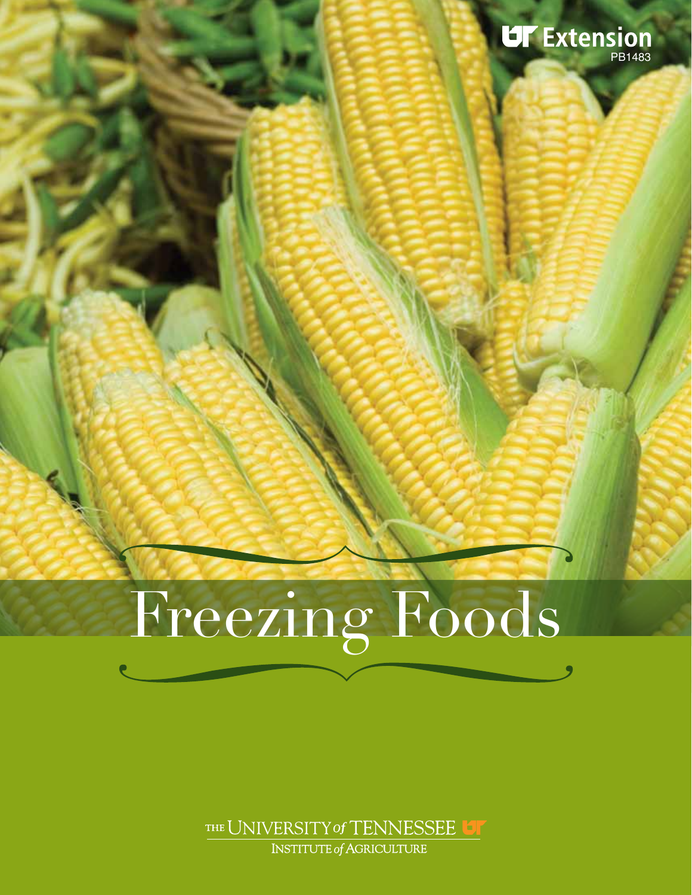UT Extension
PB1483

# Freezing Foods

THE UNIVERSITY of TENNESSEE
INSTITUTE of AGRICULTURE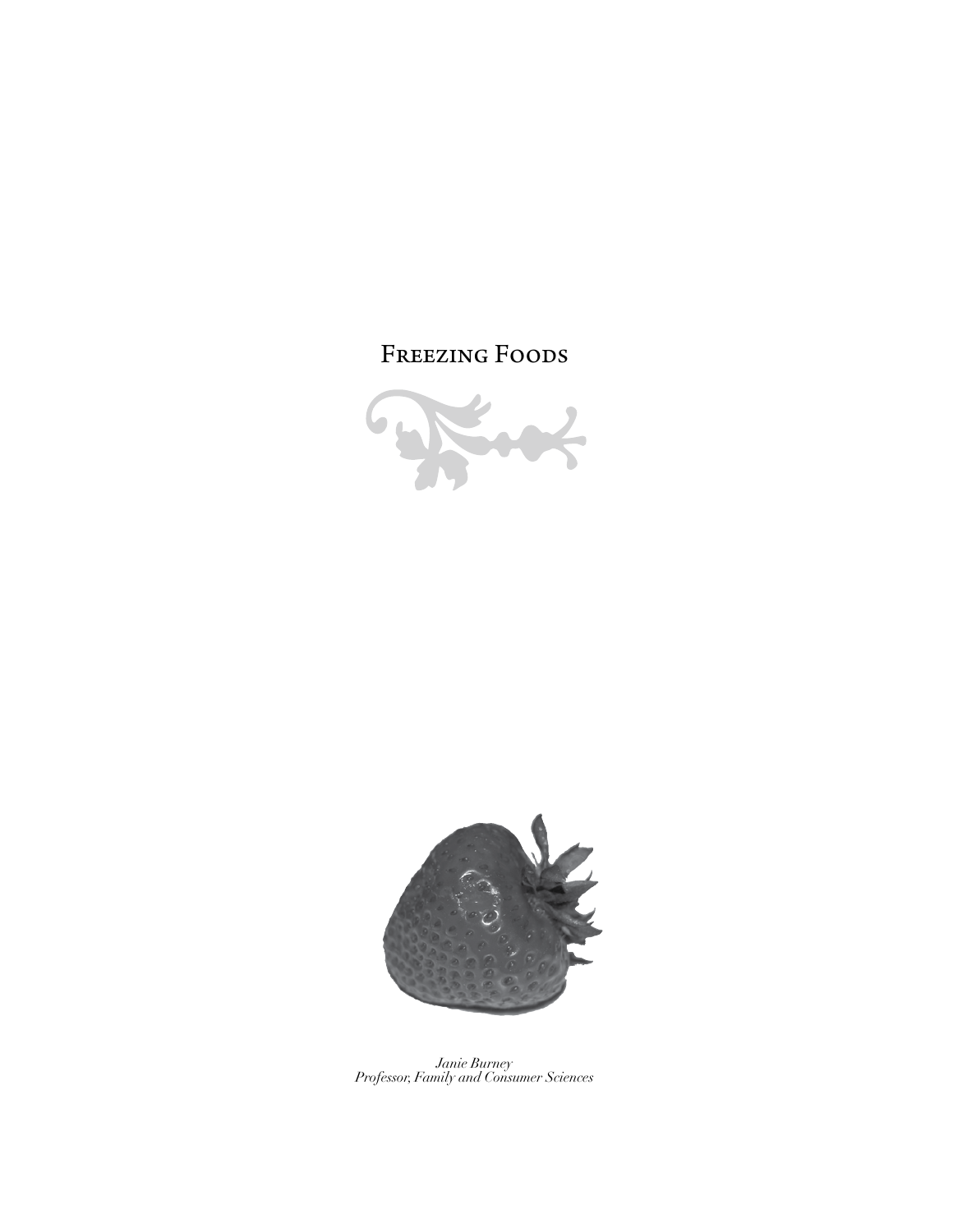# Freezing Foods

*Janie Burney*
*Professor, Family and Consumer Sciences*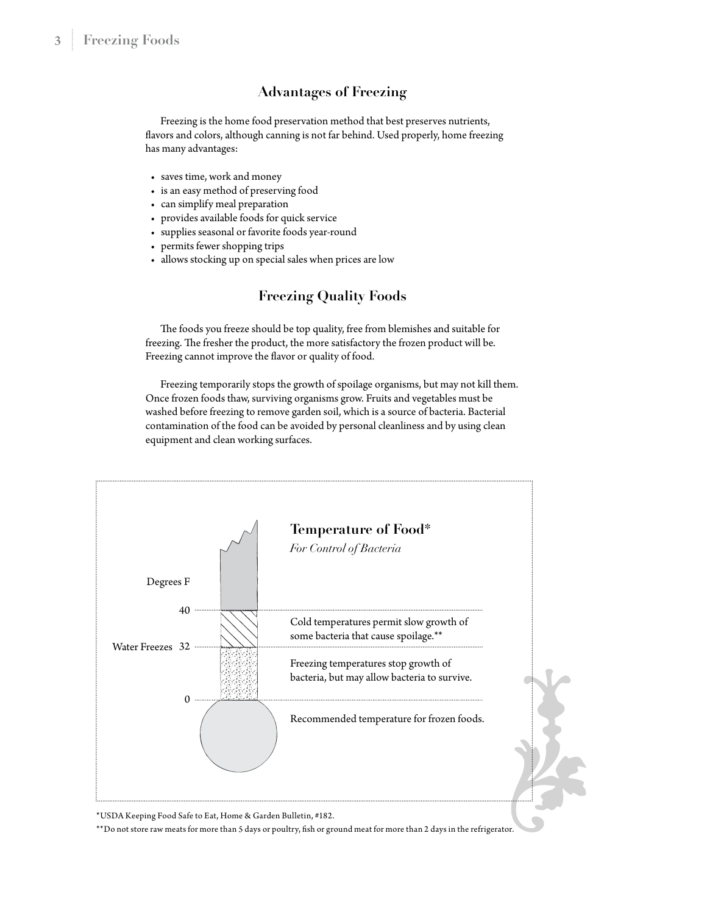## Advantages of Freezing

Freezing is the home food preservation method that best preserves nutrients, flavors and colors, although canning is not far behind. Used properly, home freezing has many advantages:

- saves time, work and money
- is an easy method of preserving food
- can simplify meal preparation
- provides available foods for quick service
- supplies seasonal or favorite foods year-round
- permits fewer shopping trips
- allows stocking up on special sales when prices are low

## Freezing Quality Foods

The foods you freeze should be top quality, free from blemishes and suitable for freezing. The fresher the product, the more satisfactory the frozen product will be. Freezing cannot improve the flavor or quality of food.

Freezing temporarily stops the growth of spoilage organisms, but may not kill them. Once frozen foods thaw, surviving organisms grow. Fruits and vegetables must be washed before freezing to remove garden soil, which is a source of bacteria. Bacterial contamination of the food can be avoided by personal cleanliness and by using clean equipment and clean working surfaces.

### Temperature of Food*

*For Control of Bacteria*

| Degrees F | |
|---|---|
| 40 to 32 | Cold temperatures permit slow growth of some bacteria that cause spoilage.** |
| 32 (Water Freezes) to 0 | Freezing temperatures stop growth of bacteria, but may allow bacteria to survive. |
| 0 and below | Recommended temperature for frozen foods. |

*USDA Keeping Food Safe to Eat, Home & Garden Bulletin, #182.

**Do not store raw meats for more than 5 days or poultry, fish or ground meat for more than 2 days in the refrigerator.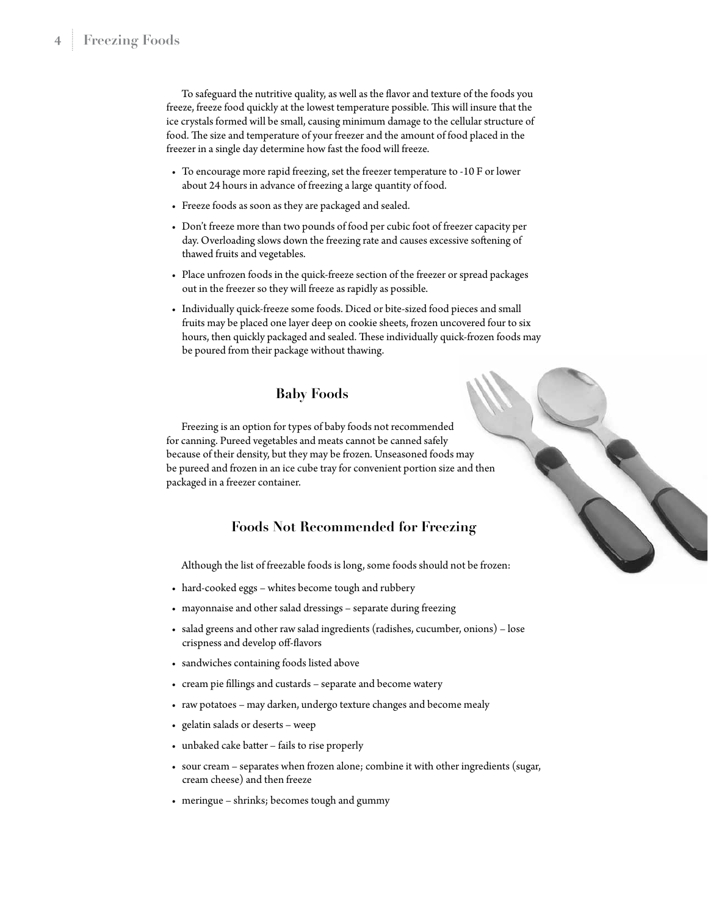To safeguard the nutritive quality, as well as the flavor and texture of the foods you freeze, freeze food quickly at the lowest temperature possible. This will insure that the ice crystals formed will be small, causing minimum damage to the cellular structure of food. The size and temperature of your freezer and the amount of food placed in the freezer in a single day determine how fast the food will freeze.

- To encourage more rapid freezing, set the freezer temperature to -10 F or lower about 24 hours in advance of freezing a large quantity of food.
- Freeze foods as soon as they are packaged and sealed.
- Don't freeze more than two pounds of food per cubic foot of freezer capacity per day. Overloading slows down the freezing rate and causes excessive softening of thawed fruits and vegetables.
- Place unfrozen foods in the quick-freeze section of the freezer or spread packages out in the freezer so they will freeze as rapidly as possible.
- Individually quick-freeze some foods. Diced or bite-sized food pieces and small fruits may be placed one layer deep on cookie sheets, frozen uncovered four to six hours, then quickly packaged and sealed. These individually quick-frozen foods may be poured from their package without thawing.

## Baby Foods

Freezing is an option for types of baby foods not recommended for canning. Pureed vegetables and meats cannot be canned safely because of their density, but they may be frozen. Unseasoned foods may be pureed and frozen in an ice cube tray for convenient portion size and then packaged in a freezer container.

## Foods Not Recommended for Freezing

Although the list of freezable foods is long, some foods should not be frozen:

- hard-cooked eggs – whites become tough and rubbery
- mayonnaise and other salad dressings – separate during freezing
- salad greens and other raw salad ingredients (radishes, cucumber, onions) – lose crispness and develop off-flavors
- sandwiches containing foods listed above
- cream pie fillings and custards – separate and become watery
- raw potatoes – may darken, undergo texture changes and become mealy
- gelatin salads or deserts – weep
- unbaked cake batter – fails to rise properly
- sour cream – separates when frozen alone; combine it with other ingredients (sugar, cream cheese) and then freeze
- meringue – shrinks; becomes tough and gummy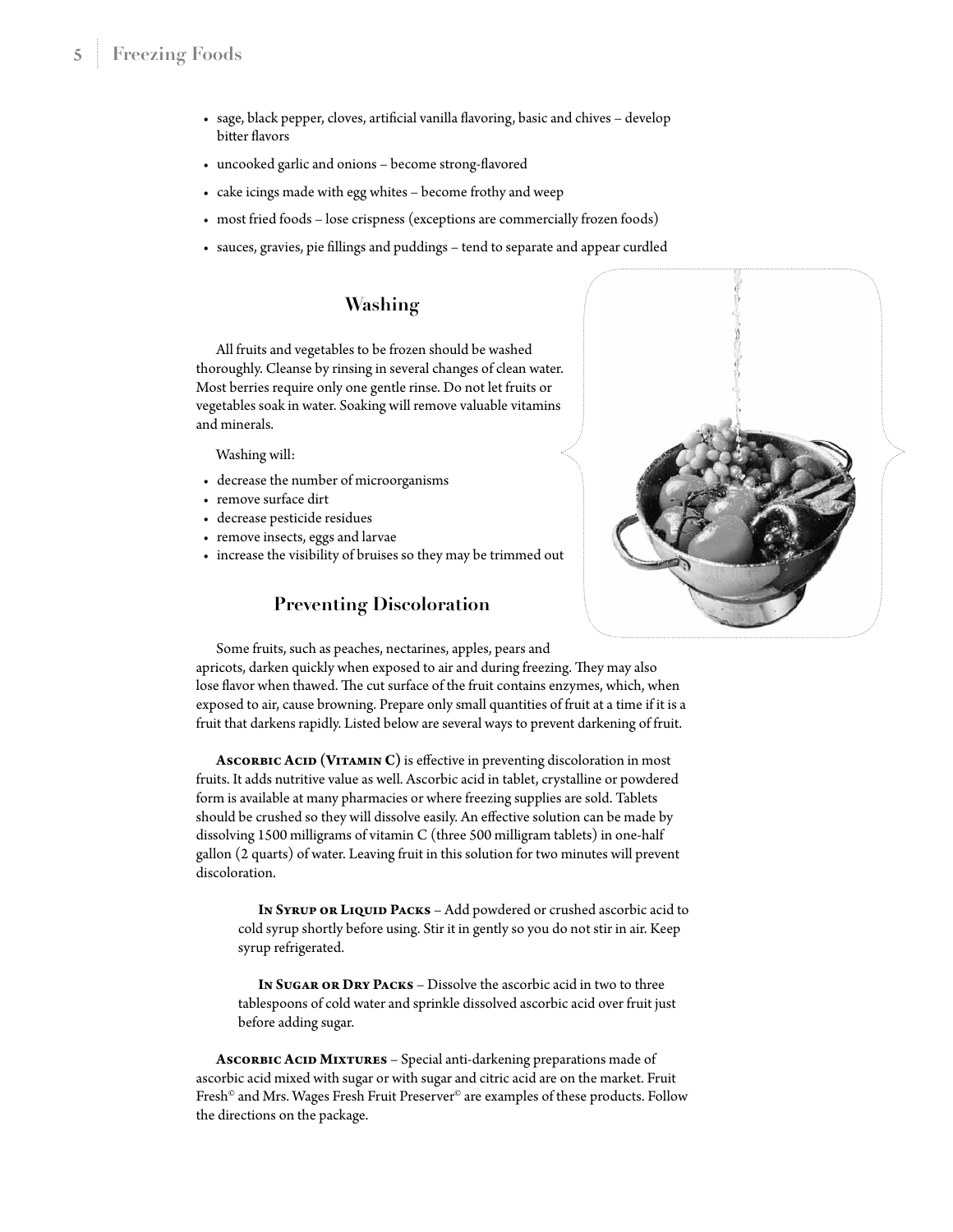- sage, black pepper, cloves, artificial vanilla flavoring, basic and chives – develop bitter flavors
- uncooked garlic and onions – become strong-flavored
- cake icings made with egg whites – become frothy and weep
- most fried foods – lose crispness (exceptions are commercially frozen foods)
- sauces, gravies, pie fillings and puddings – tend to separate and appear curdled

## Washing

All fruits and vegetables to be frozen should be washed thoroughly. Cleanse by rinsing in several changes of clean water. Most berries require only one gentle rinse. Do not let fruits or vegetables soak in water. Soaking will remove valuable vitamins and minerals.

Washing will:

- decrease the number of microorganisms
- remove surface dirt
- decrease pesticide residues
- remove insects, eggs and larvae
- increase the visibility of bruises so they may be trimmed out

## Preventing Discoloration

Some fruits, such as peaches, nectarines, apples, pears and apricots, darken quickly when exposed to air and during freezing. They may also lose flavor when thawed. The cut surface of the fruit contains enzymes, which, when exposed to air, cause browning. Prepare only small quantities of fruit at a time if it is a fruit that darkens rapidly. Listed below are several ways to prevent darkening of fruit.

**Ascorbic Acid (Vitamin C)** is effective in preventing discoloration in most fruits. It adds nutritive value as well. Ascorbic acid in tablet, crystalline or powdered form is available at many pharmacies or where freezing supplies are sold. Tablets should be crushed so they will dissolve easily. An effective solution can be made by dissolving 1500 milligrams of vitamin C (three 500 milligram tablets) in one-half gallon (2 quarts) of water. Leaving fruit in this solution for two minutes will prevent discoloration.

**In Syrup or Liquid Packs** – Add powdered or crushed ascorbic acid to cold syrup shortly before using. Stir it in gently so you do not stir in air. Keep syrup refrigerated.

**In Sugar or Dry Packs** – Dissolve the ascorbic acid in two to three tablespoons of cold water and sprinkle dissolved ascorbic acid over fruit just before adding sugar.

**Ascorbic Acid Mixtures** – Special anti-darkening preparations made of ascorbic acid mixed with sugar or with sugar and citric acid are on the market. Fruit Fresh© and Mrs. Wages Fresh Fruit Preserver© are examples of these products. Follow the directions on the package.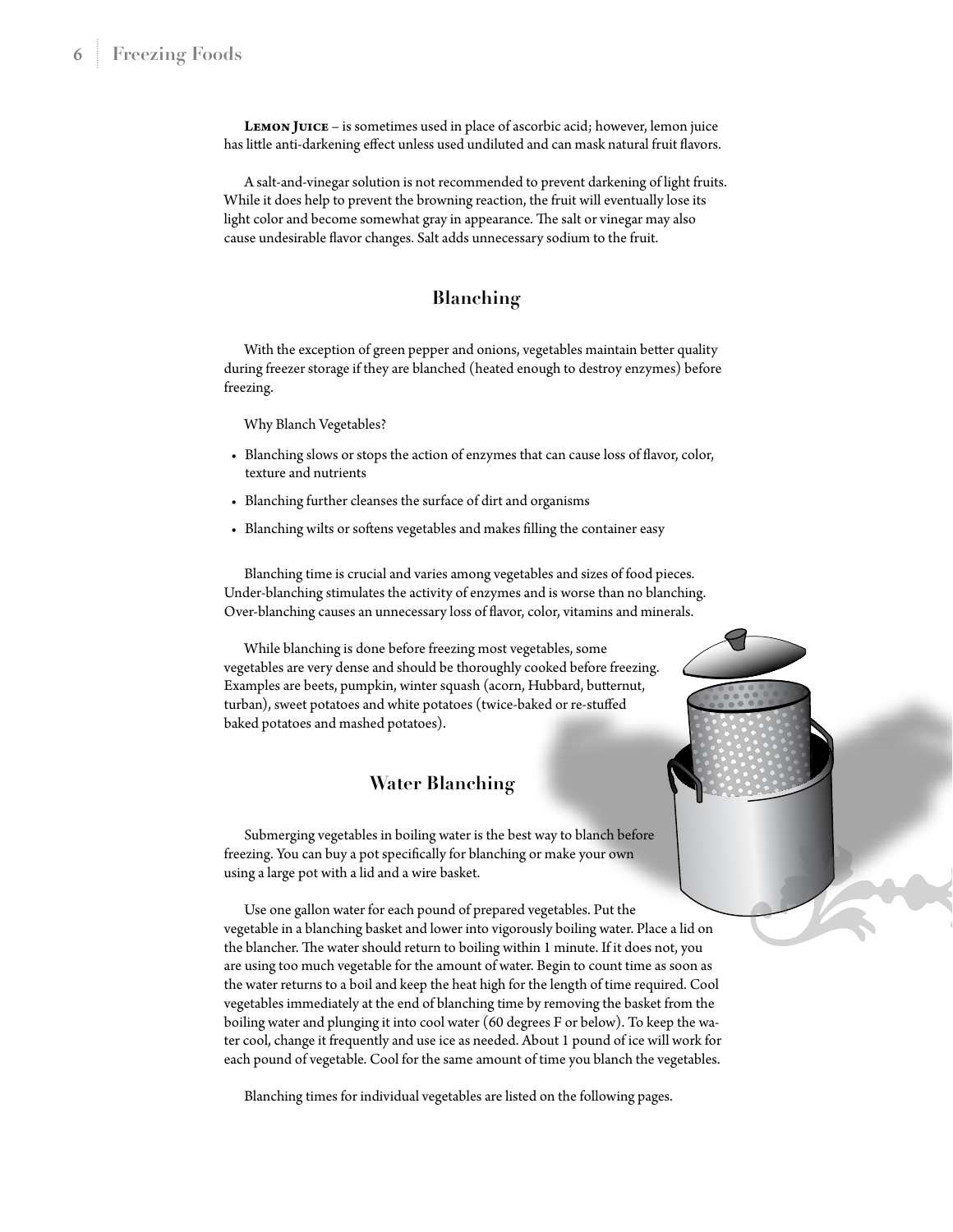**Lemon Juice** – is sometimes used in place of ascorbic acid; however, lemon juice has little anti-darkening effect unless used undiluted and can mask natural fruit flavors.

A salt-and-vinegar solution is not recommended to prevent darkening of light fruits. While it does help to prevent the browning reaction, the fruit will eventually lose its light color and become somewhat gray in appearance. The salt or vinegar may also cause undesirable flavor changes. Salt adds unnecessary sodium to the fruit.

## Blanching

With the exception of green pepper and onions, vegetables maintain better quality during freezer storage if they are blanched (heated enough to destroy enzymes) before freezing.

Why Blanch Vegetables?

- Blanching slows or stops the action of enzymes that can cause loss of flavor, color, texture and nutrients
- Blanching further cleanses the surface of dirt and organisms
- Blanching wilts or softens vegetables and makes filling the container easy

Blanching time is crucial and varies among vegetables and sizes of food pieces. Under-blanching stimulates the activity of enzymes and is worse than no blanching. Over-blanching causes an unnecessary loss of flavor, color, vitamins and minerals.

While blanching is done before freezing most vegetables, some vegetables are very dense and should be thoroughly cooked before freezing. Examples are beets, pumpkin, winter squash (acorn, Hubbard, butternut, turban), sweet potatoes and white potatoes (twice-baked or re-stuffed baked potatoes and mashed potatoes).

## Water Blanching

Submerging vegetables in boiling water is the best way to blanch before freezing. You can buy a pot specifically for blanching or make your own using a large pot with a lid and a wire basket.

Use one gallon water for each pound of prepared vegetables. Put the vegetable in a blanching basket and lower into vigorously boiling water. Place a lid on the blancher. The water should return to boiling within 1 minute. If it does not, you are using too much vegetable for the amount of water. Begin to count time as soon as the water returns to a boil and keep the heat high for the length of time required. Cool vegetables immediately at the end of blanching time by removing the basket from the boiling water and plunging it into cool water (60 degrees F or below). To keep the water cool, change it frequently and use ice as needed. About 1 pound of ice will work for each pound of vegetable. Cool for the same amount of time you blanch the vegetables.

Blanching times for individual vegetables are listed on the following pages.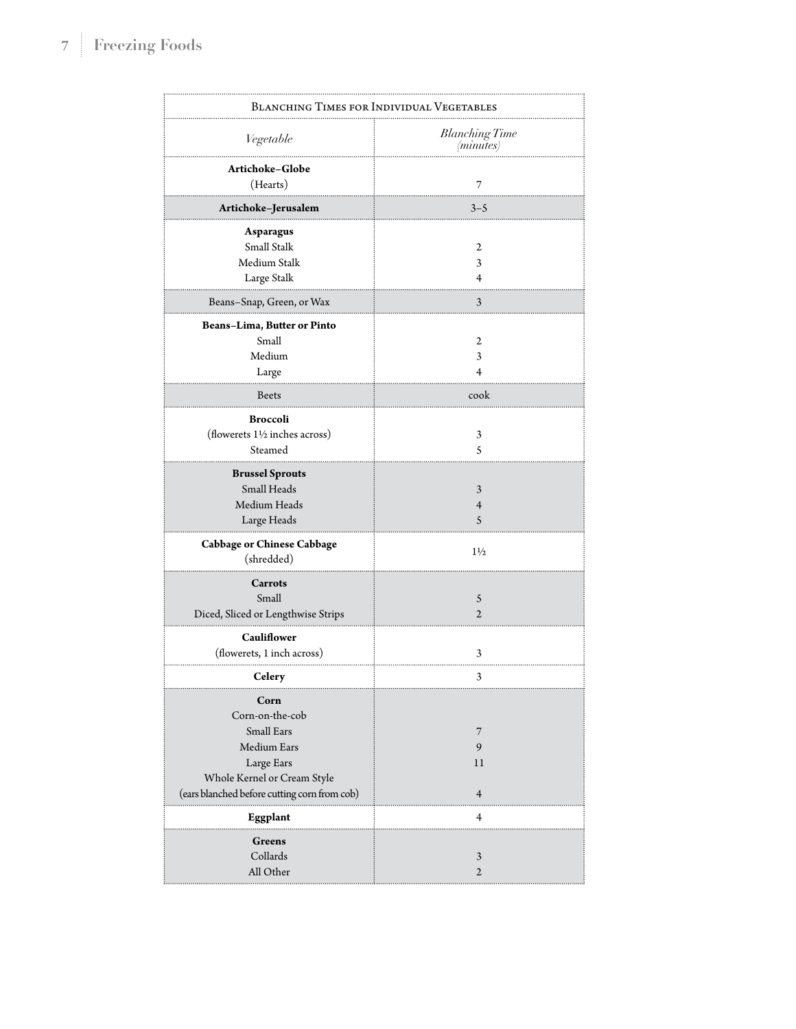| Blanching Times for Individual Vegetables | |
|---|---|
| *Vegetable* | *Blanching Time (minutes)* |
| **Artichoke–Globe** | |
| (Hearts) | 7 |
| **Artichoke–Jerusalem** | 3–5 |
| **Asparagus** | |
| Small Stalk | 2 |
| Medium Stalk | 3 |
| Large Stalk | 4 |
| Beans–Snap, Green, or Wax | 3 |
| **Beans–Lima, Butter or Pinto** | |
| Small | 2 |
| Medium | 3 |
| Large | 4 |
| Beets | cook |
| **Broccoli** | |
| (flowerets 1½ inches across) | 3 |
| Steamed | 5 |
| **Brussel Sprouts** | |
| Small Heads | 3 |
| Medium Heads | 4 |
| Large Heads | 5 |
| **Cabbage or Chinese Cabbage** (shredded) | 1½ |
| **Carrots** | |
| Small | 5 |
| Diced, Sliced or Lengthwise Strips | 2 |
| **Cauliflower** | |
| (flowerets, 1 inch across) | 3 |
| **Celery** | 3 |
| **Corn** | |
| Corn-on-the-cob | |
| Small Ears | 7 |
| Medium Ears | 9 |
| Large Ears | 11 |
| Whole Kernel or Cream Style | |
| (ears blanched before cutting corn from cob) | 4 |
| **Eggplant** | 4 |
| **Greens** | |
| Collards | 3 |
| All Other | 2 |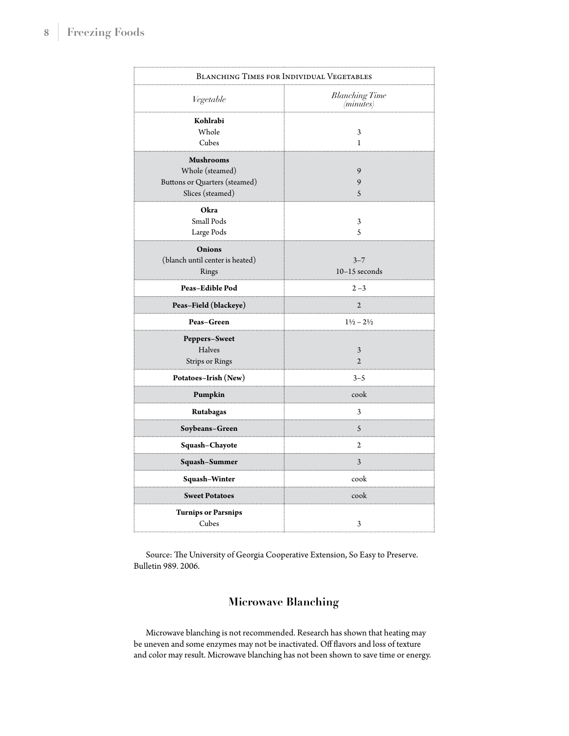| Blanching Times for Individual Vegetables | |
|---|---|
| *Vegetable* | *Blanching Time (minutes)* |
| **Kohlrabi** | |
| Whole | 3 |
| Cubes | 1 |
| **Mushrooms** | |
| Whole (steamed) | 9 |
| Buttons or Quarters (steamed) | 9 |
| Slices (steamed) | 5 |
| **Okra** | |
| Small Pods | 3 |
| Large Pods | 5 |
| **Onions** | |
| (blanch until center is heated) | 3–7 |
| Rings | 10–15 seconds |
| **Peas–Edible Pod** | 2 –3 |
| **Peas–Field (blackeye)** | 2 |
| **Peas–Green** | 1½ – 2½ |
| **Peppers–Sweet** | |
| Halves | 3 |
| Strips or Rings | 2 |
| **Potatoes–Irish (New)** | 3–5 |
| **Pumpkin** | cook |
| **Rutabagas** | 3 |
| **Soybeans–Green** | 5 |
| **Squash–Chayote** | 2 |
| **Squash–Summer** | 3 |
| **Squash–Winter** | cook |
| **Sweet Potatoes** | cook |
| **Turnips or Parsnips** | |
| Cubes | 3 |

Source: The University of Georgia Cooperative Extension, So Easy to Preserve. Bulletin 989. 2006.

## Microwave Blanching

Microwave blanching is not recommended. Research has shown that heating may be uneven and some enzymes may not be inactivated. Off flavors and loss of texture and color may result. Microwave blanching has not been shown to save time or energy.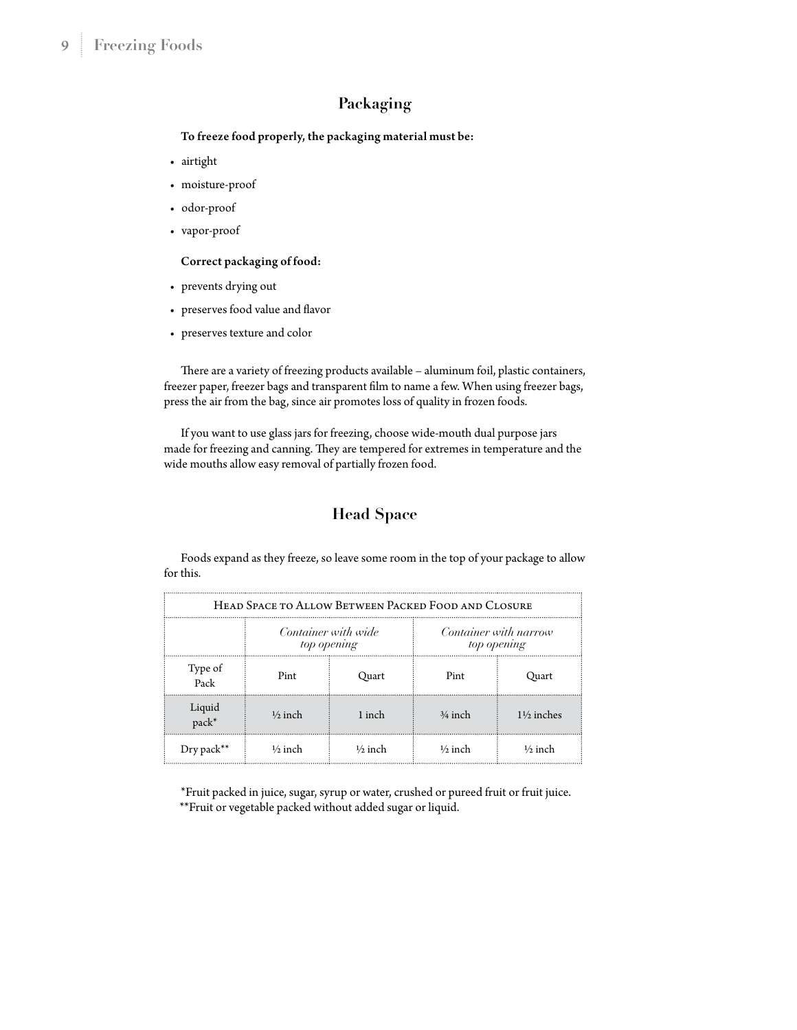## Packaging

**To freeze food properly, the packaging material must be:**

- airtight
- moisture-proof
- odor-proof
- vapor-proof

**Correct packaging of food:**

- prevents drying out
- preserves food value and flavor
- preserves texture and color

There are a variety of freezing products available – aluminum foil, plastic containers, freezer paper, freezer bags and transparent film to name a few. When using freezer bags, press the air from the bag, since air promotes loss of quality in frozen foods.

If you want to use glass jars for freezing, choose wide-mouth dual purpose jars made for freezing and canning. They are tempered for extremes in temperature and the wide mouths allow easy removal of partially frozen food.

## Head Space

Foods expand as they freeze, so leave some room in the top of your package to allow for this.

| Head Space to Allow Between Packed Food and Closure | | | | |
|---|---|---|---|---|
| | *Container with wide top opening* | | *Container with narrow top opening* | |
| Type of Pack | Pint | Quart | Pint | Quart |
| Liquid pack* | ½ inch | 1 inch | ¾ inch | 1½ inches |
| Dry pack** | ½ inch | ½ inch | ½ inch | ½ inch |

*Fruit packed in juice, sugar, syrup or water, crushed or pureed fruit or fruit juice.
**Fruit or vegetable packed without added sugar or liquid.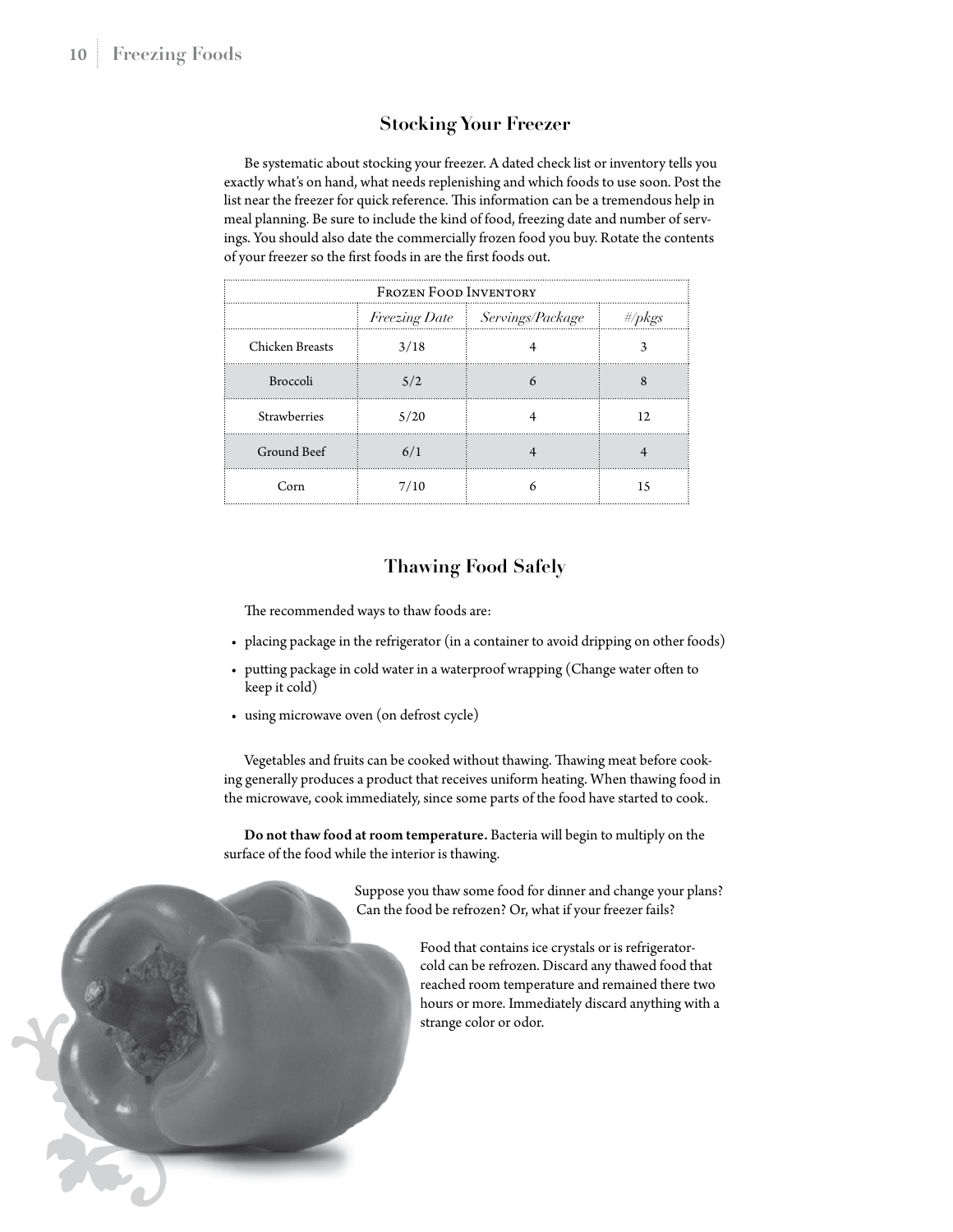## Stocking Your Freezer

Be systematic about stocking your freezer. A dated check list or inventory tells you exactly what's on hand, what needs replenishing and which foods to use soon. Post the list near the freezer for quick reference. This information can be a tremendous help in meal planning. Be sure to include the kind of food, freezing date and number of servings. You should also date the commercially frozen food you buy. Rotate the contents of your freezer so the first foods in are the first foods out.

| Frozen Food Inventory | | | |
|---|---|---|---|
| | *Freezing Date* | *Servings/Package* | *#/pkgs* |
| Chicken Breasts | 3/18 | 4 | 3 |
| Broccoli | 5/2 | 6 | 8 |
| Strawberries | 5/20 | 4 | 12 |
| Ground Beef | 6/1 | 4 | 4 |
| Corn | 7/10 | 6 | 15 |

## Thawing Food Safely

The recommended ways to thaw foods are:

- placing package in the refrigerator (in a container to avoid dripping on other foods)
- putting package in cold water in a waterproof wrapping (Change water often to keep it cold)
- using microwave oven (on defrost cycle)

Vegetables and fruits can be cooked without thawing. Thawing meat before cooking generally produces a product that receives uniform heating. When thawing food in the microwave, cook immediately, since some parts of the food have started to cook.

**Do not thaw food at room temperature.** Bacteria will begin to multiply on the surface of the food while the interior is thawing.

Suppose you thaw some food for dinner and change your plans? Can the food be refrozen? Or, what if your freezer fails?

Food that contains ice crystals or is refrigerator-cold can be refrozen. Discard any thawed food that reached room temperature and remained there two hours or more. Immediately discard anything with a strange color or odor.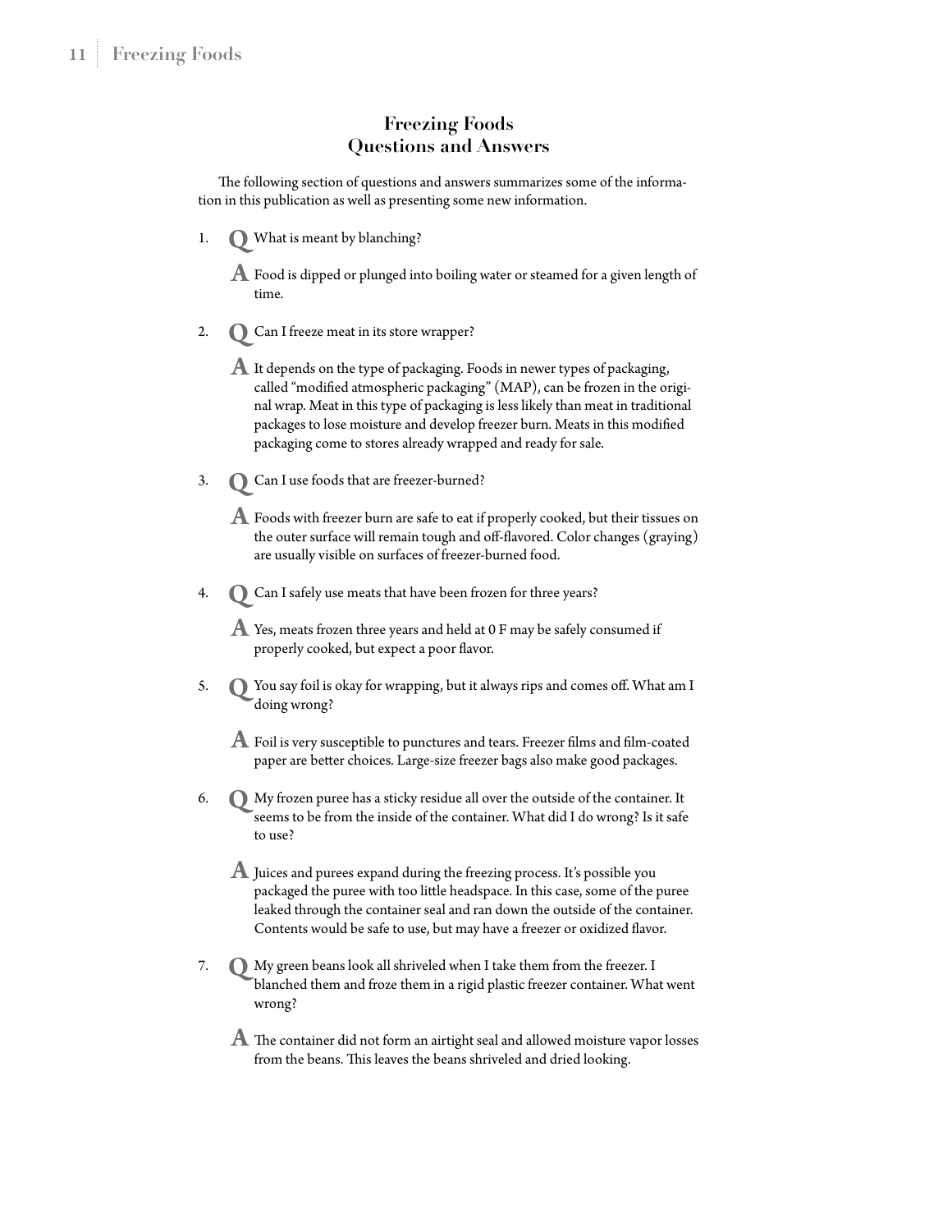## Freezing Foods Questions and Answers

The following section of questions and answers summarizes some of the information in this publication as well as presenting some new information.

1. **Q** What is meant by blanching?

   **A** Food is dipped or plunged into boiling water or steamed for a given length of time.

2. **Q** Can I freeze meat in its store wrapper?

   **A** It depends on the type of packaging. Foods in newer types of packaging, called "modified atmospheric packaging" (MAP), can be frozen in the original wrap. Meat in this type of packaging is less likely than meat in traditional packages to lose moisture and develop freezer burn. Meats in this modified packaging come to stores already wrapped and ready for sale.

3. **Q** Can I use foods that are freezer-burned?

   **A** Foods with freezer burn are safe to eat if properly cooked, but their tissues on the outer surface will remain tough and off-flavored. Color changes (graying) are usually visible on surfaces of freezer-burned food.

4. **Q** Can I safely use meats that have been frozen for three years?

   **A** Yes, meats frozen three years and held at 0 F may be safely consumed if properly cooked, but expect a poor flavor.

5. **Q** You say foil is okay for wrapping, but it always rips and comes off. What am I doing wrong?

   **A** Foil is very susceptible to punctures and tears. Freezer films and film-coated paper are better choices. Large-size freezer bags also make good packages.

6. **Q** My frozen puree has a sticky residue all over the outside of the container. It seems to be from the inside of the container. What did I do wrong? Is it safe to use?

   **A** Juices and purees expand during the freezing process. It's possible you packaged the puree with too little headspace. In this case, some of the puree leaked through the container seal and ran down the outside of the container. Contents would be safe to use, but may have a freezer or oxidized flavor.

7. **Q** My green beans look all shriveled when I take them from the freezer. I blanched them and froze them in a rigid plastic freezer container. What went wrong?

   **A** The container did not form an airtight seal and allowed moisture vapor losses from the beans. This leaves the beans shriveled and dried looking.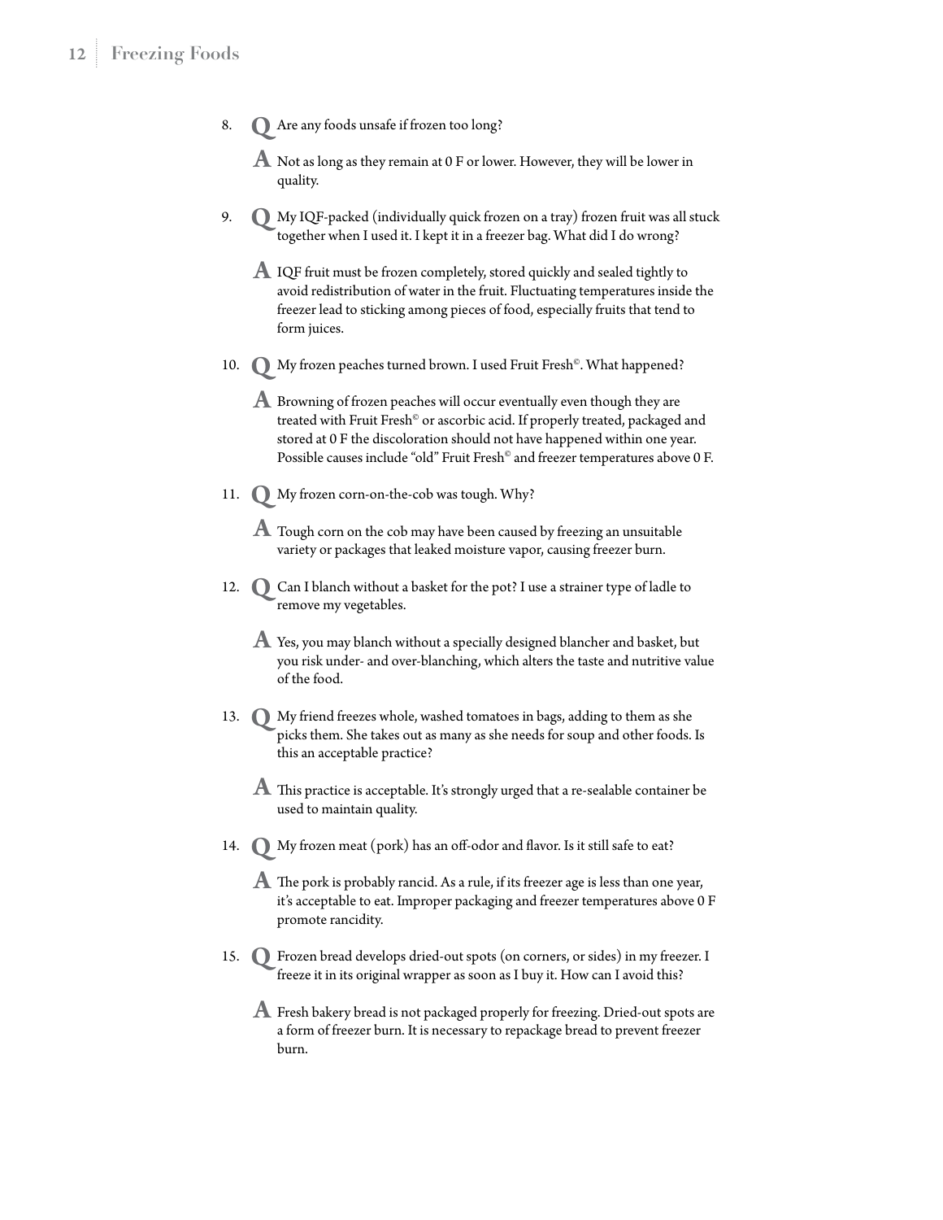8. **Q** Are any foods unsafe if frozen too long?

   **A** Not as long as they remain at 0 F or lower. However, they will be lower in quality.

9. **Q** My IQF-packed (individually quick frozen on a tray) frozen fruit was all stuck together when I used it. I kept it in a freezer bag. What did I do wrong?

   **A** IQF fruit must be frozen completely, stored quickly and sealed tightly to avoid redistribution of water in the fruit. Fluctuating temperatures inside the freezer lead to sticking among pieces of food, especially fruits that tend to form juices.

10. **Q** My frozen peaches turned brown. I used Fruit Fresh©. What happened?

    **A** Browning of frozen peaches will occur eventually even though they are treated with Fruit Fresh© or ascorbic acid. If properly treated, packaged and stored at 0 F the discoloration should not have happened within one year. Possible causes include "old" Fruit Fresh© and freezer temperatures above 0 F.

11. **Q** My frozen corn-on-the-cob was tough. Why?

    **A** Tough corn on the cob may have been caused by freezing an unsuitable variety or packages that leaked moisture vapor, causing freezer burn.

12. **Q** Can I blanch without a basket for the pot? I use a strainer type of ladle to remove my vegetables.

    **A** Yes, you may blanch without a specially designed blancher and basket, but you risk under- and over-blanching, which alters the taste and nutritive value of the food.

13. **Q** My friend freezes whole, washed tomatoes in bags, adding to them as she picks them. She takes out as many as she needs for soup and other foods. Is this an acceptable practice?

    **A** This practice is acceptable. It's strongly urged that a re-sealable container be used to maintain quality.

14. **Q** My frozen meat (pork) has an off-odor and flavor. Is it still safe to eat?

    **A** The pork is probably rancid. As a rule, if its freezer age is less than one year, it's acceptable to eat. Improper packaging and freezer temperatures above 0 F promote rancidity.

15. **Q** Frozen bread develops dried-out spots (on corners, or sides) in my freezer. I freeze it in its original wrapper as soon as I buy it. How can I avoid this?

    **A** Fresh bakery bread is not packaged properly for freezing. Dried-out spots are a form of freezer burn. It is necessary to repackage bread to prevent freezer burn.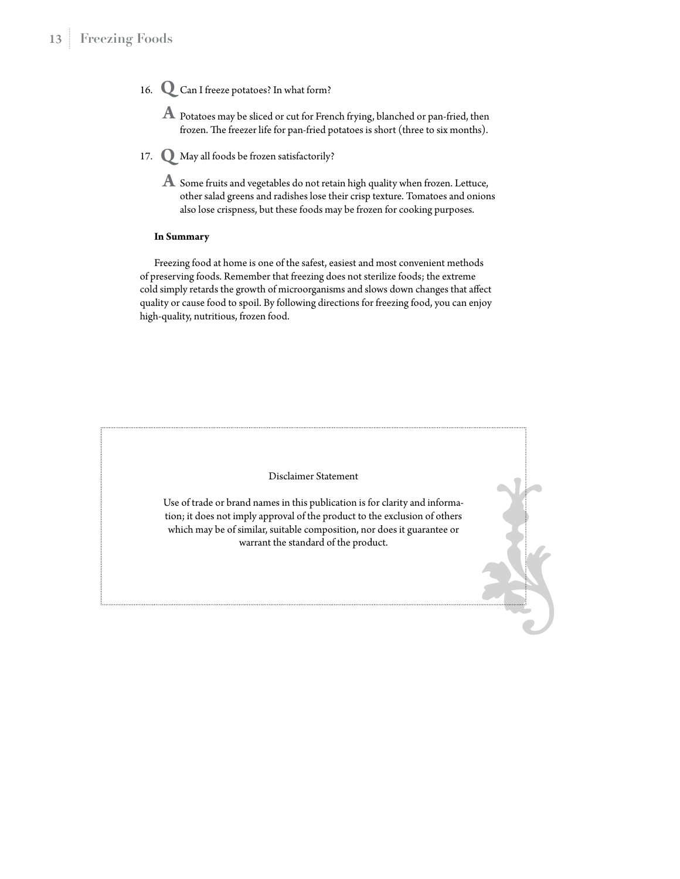16. **Q** Can I freeze potatoes? In what form?

    **A** Potatoes may be sliced or cut for French frying, blanched or pan-fried, then frozen. The freezer life for pan-fried potatoes is short (three to six months).

17. **Q** May all foods be frozen satisfactorily?

    **A** Some fruits and vegetables do not retain high quality when frozen. Lettuce, other salad greens and radishes lose their crisp texture. Tomatoes and onions also lose crispness, but these foods may be frozen for cooking purposes.

**In Summary**

Freezing food at home is one of the safest, easiest and most convenient methods of preserving foods. Remember that freezing does not sterilize foods; the extreme cold simply retards the growth of microorganisms and slows down changes that affect quality or cause food to spoil. By following directions for freezing food, you can enjoy high-quality, nutritious, frozen food.

Disclaimer Statement

Use of trade or brand names in this publication is for clarity and information; it does not imply approval of the product to the exclusion of others which may be of similar, suitable composition, nor does it guarantee or warrant the standard of the product.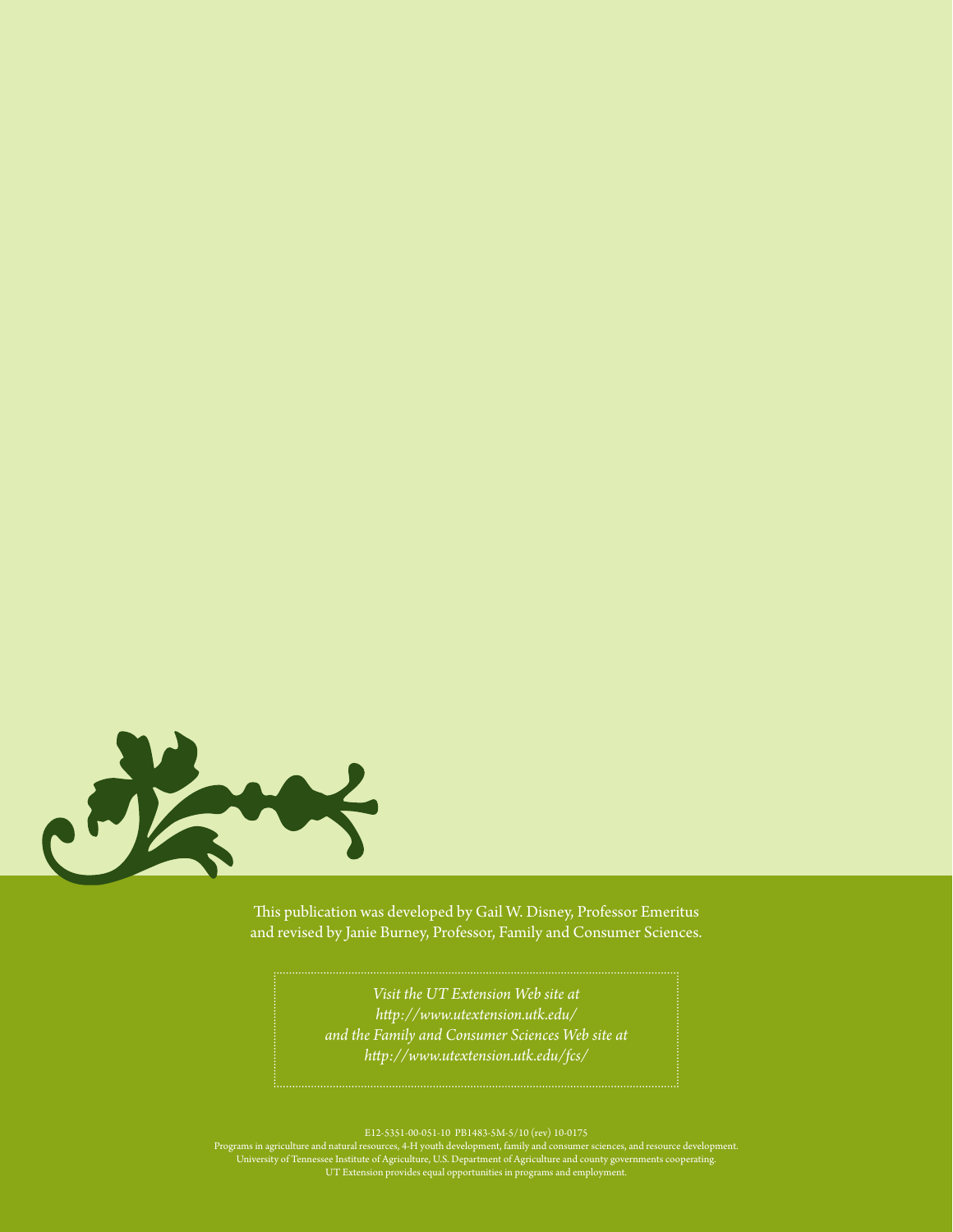This publication was developed by Gail W. Disney, Professor Emeritus and revised by Janie Burney, Professor, Family and Consumer Sciences.

*Visit the UT Extension Web site at*
*http://www.utextension.utk.edu/*
*and the Family and Consumer Sciences Web site at*
*http://www.utextension.utk.edu/fcs/*

E12-5351-00-051-10 PB1483-5M-5/10 (rev) 10-0175

Programs in agriculture and natural resources, 4-H youth development, family and consumer sciences, and resource development.
University of Tennessee Institute of Agriculture, U.S. Department of Agriculture and county governments cooperating.
UT Extension provides equal opportunities in programs and employment.